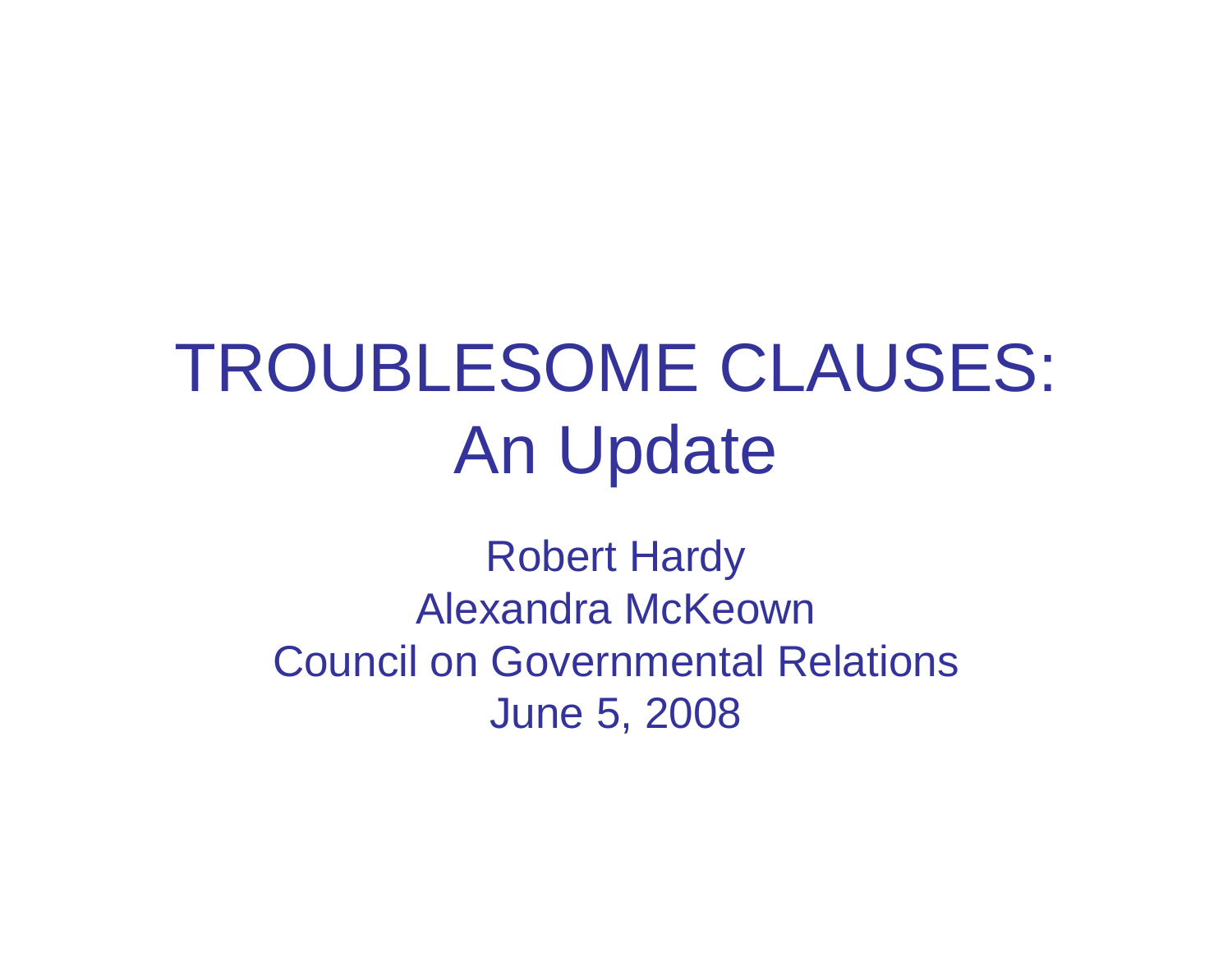# TROUBLESOME CLAUSES: An Update

Robert Hardy
Alexandra McKeown
Council on Governmental Relations
June 5, 2008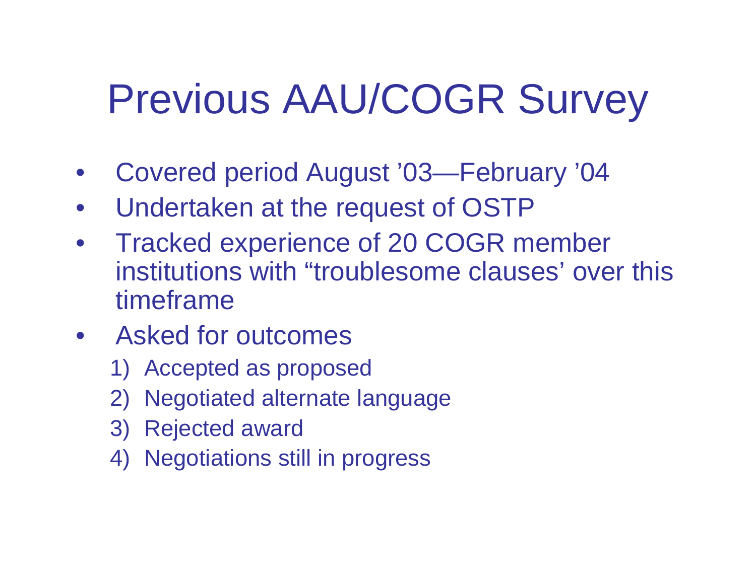# Previous AAU/COGR Survey

- Covered period August ’03—February ’04
- Undertaken at the request of OSTP
- Tracked experience of 20 COGR member institutions with “troublesome clauses’ over this timeframe
- Asked for outcomes
  1) Accepted as proposed
  2) Negotiated alternate language
  3) Rejected award
  4) Negotiations still in progress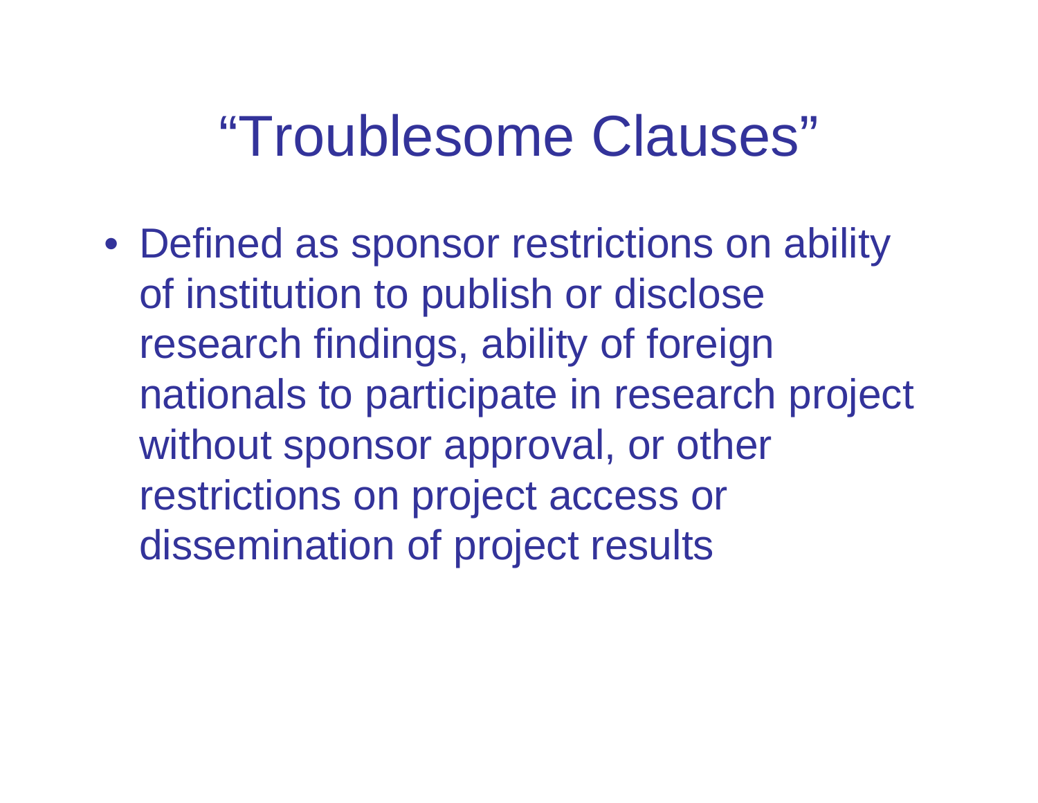# "Troublesome Clauses"

- Defined as sponsor restrictions on ability of institution to publish or disclose research findings, ability of foreign nationals to participate in research project without sponsor approval, or other restrictions on project access or dissemination of project results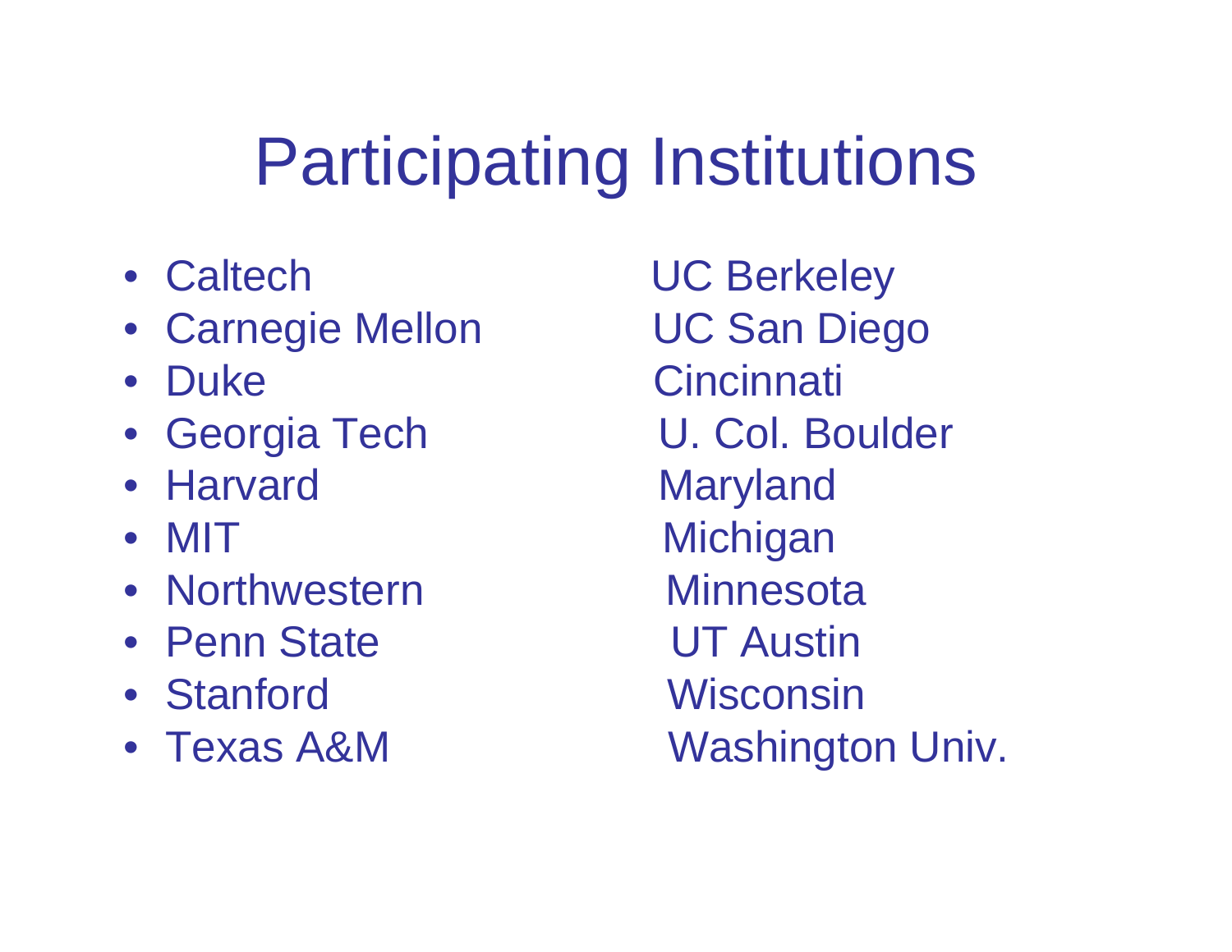# Participating Institutions

- Caltech
- Carnegie Mellon
- Duke
- Georgia Tech
- Harvard
- MIT
- Northwestern
- Penn State
- Stanford
- Texas A&M

UC Berkeley
UC San Diego
Cincinnati
U. Col. Boulder
Maryland
Michigan
Minnesota
UT Austin
Wisconsin
Washington Univ.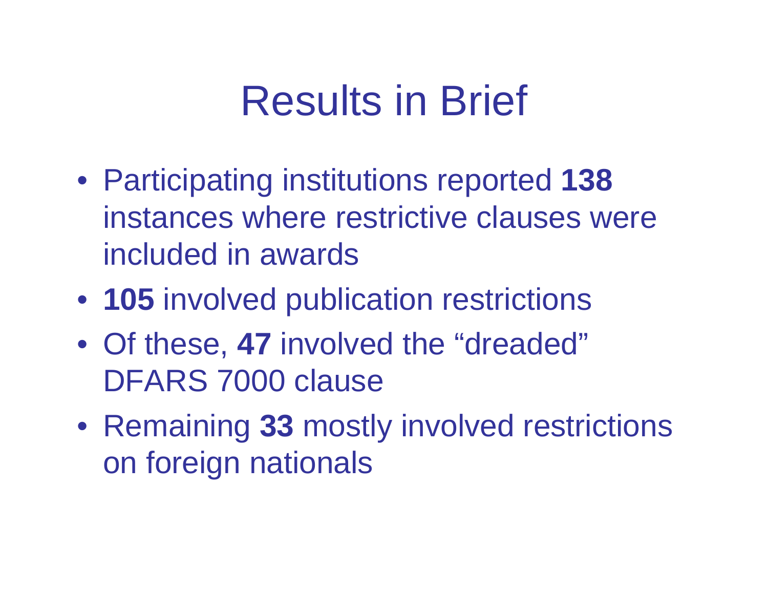# Results in Brief

- Participating institutions reported **138** instances where restrictive clauses were included in awards
- **105** involved publication restrictions
- Of these, **47** involved the “dreaded” DFARS 7000 clause
- Remaining **33** mostly involved restrictions on foreign nationals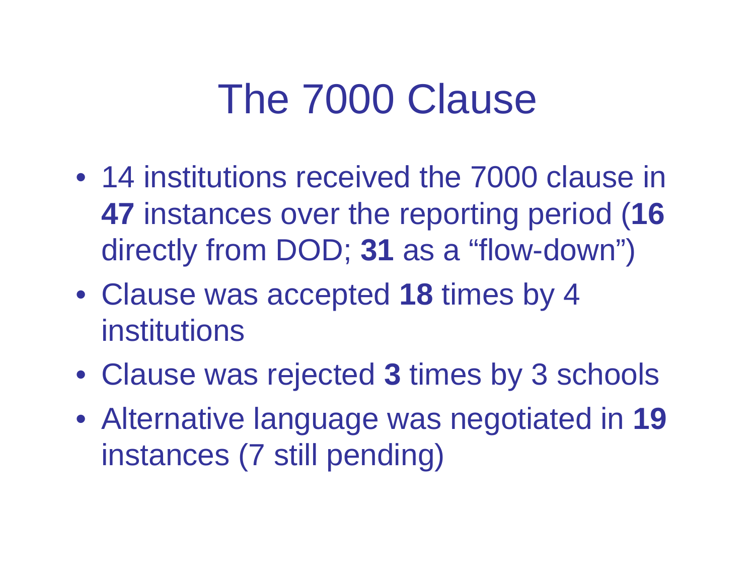# The 7000 Clause

- 14 institutions received the 7000 clause in **47** instances over the reporting period (**16** directly from DOD; **31** as a “flow-down”)
- Clause was accepted **18** times by 4 institutions
- Clause was rejected **3** times by 3 schools
- Alternative language was negotiated in **19** instances (7 still pending)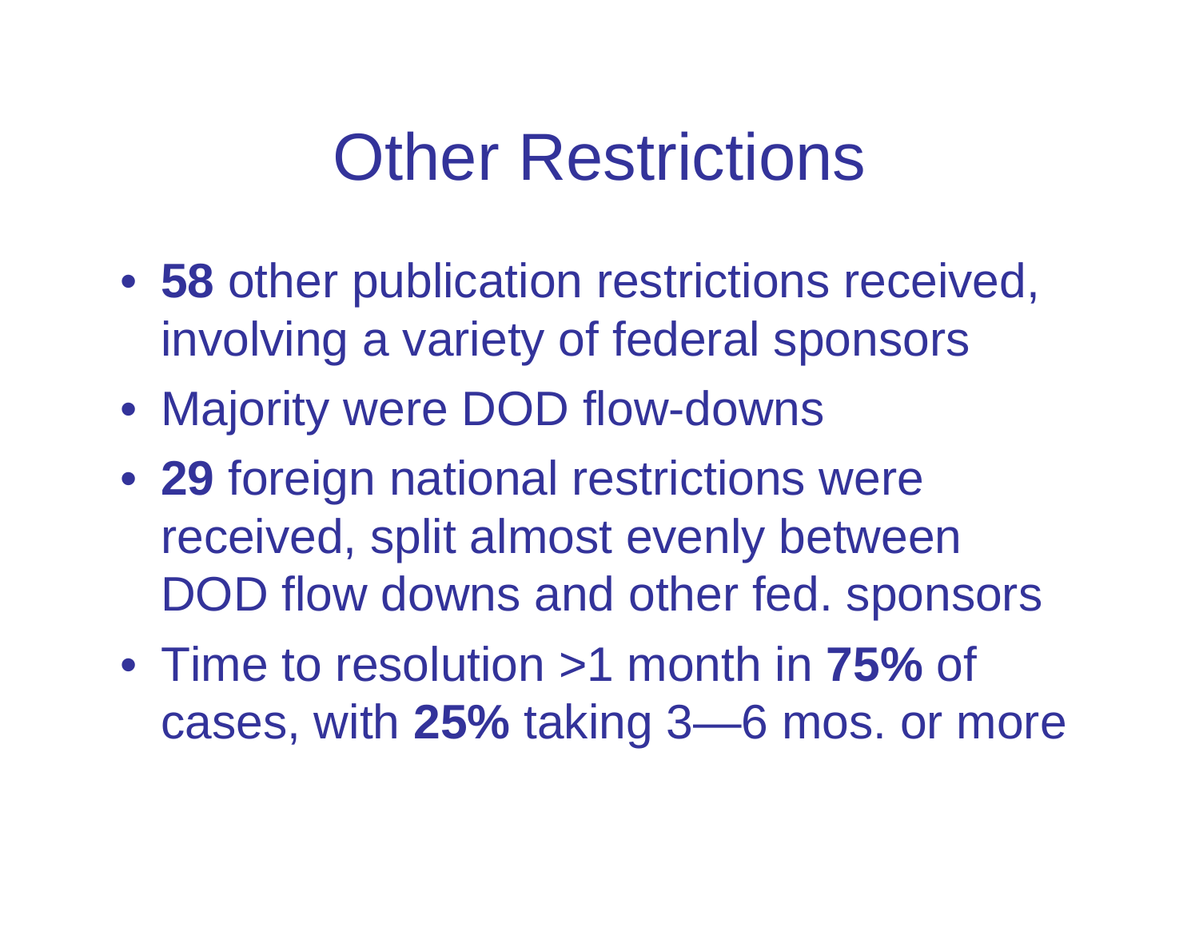# Other Restrictions

- **58** other publication restrictions received, involving a variety of federal sponsors
- Majority were DOD flow-downs
- **29** foreign national restrictions were received, split almost evenly between DOD flow downs and other fed. sponsors
- Time to resolution >1 month in **75%** of cases, with **25%** taking 3—6 mos. or more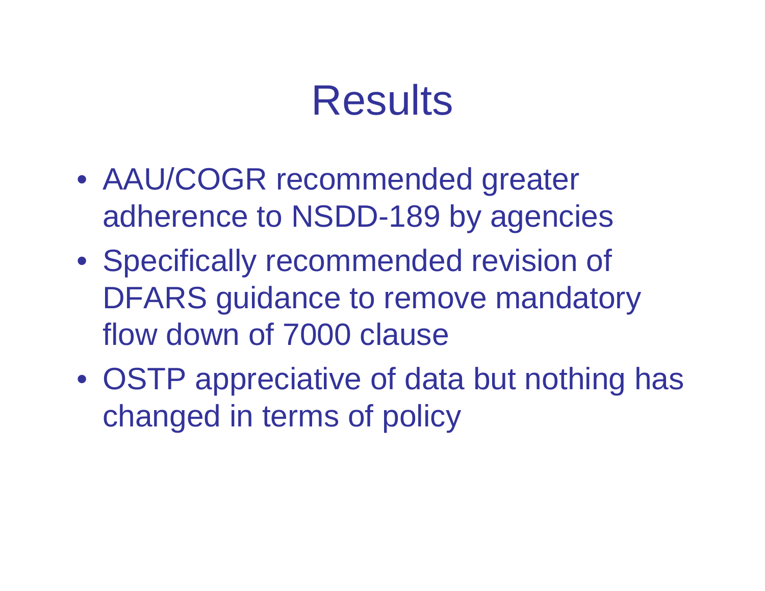# Results

- AAU/COGR recommended greater adherence to NSDD-189 by agencies
- Specifically recommended revision of DFARS guidance to remove mandatory flow down of 7000 clause
- OSTP appreciative of data but nothing has changed in terms of policy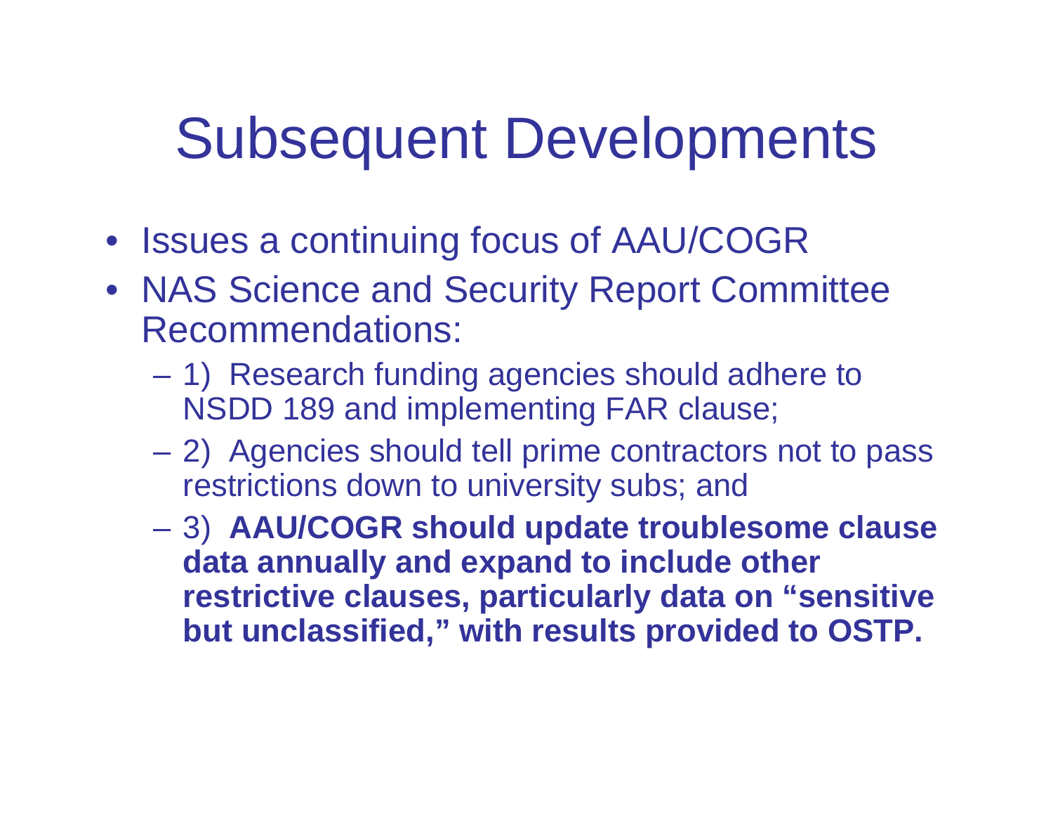# Subsequent Developments

- Issues a continuing focus of AAU/COGR
- NAS Science and Security Report Committee Recommendations:
  - 1) Research funding agencies should adhere to NSDD 189 and implementing FAR clause;
  - 2) Agencies should tell prime contractors not to pass restrictions down to university subs; and
  - 3) **AAU/COGR should update troublesome clause data annually and expand to include other restrictive clauses, particularly data on "sensitive but unclassified," with results provided to OSTP.**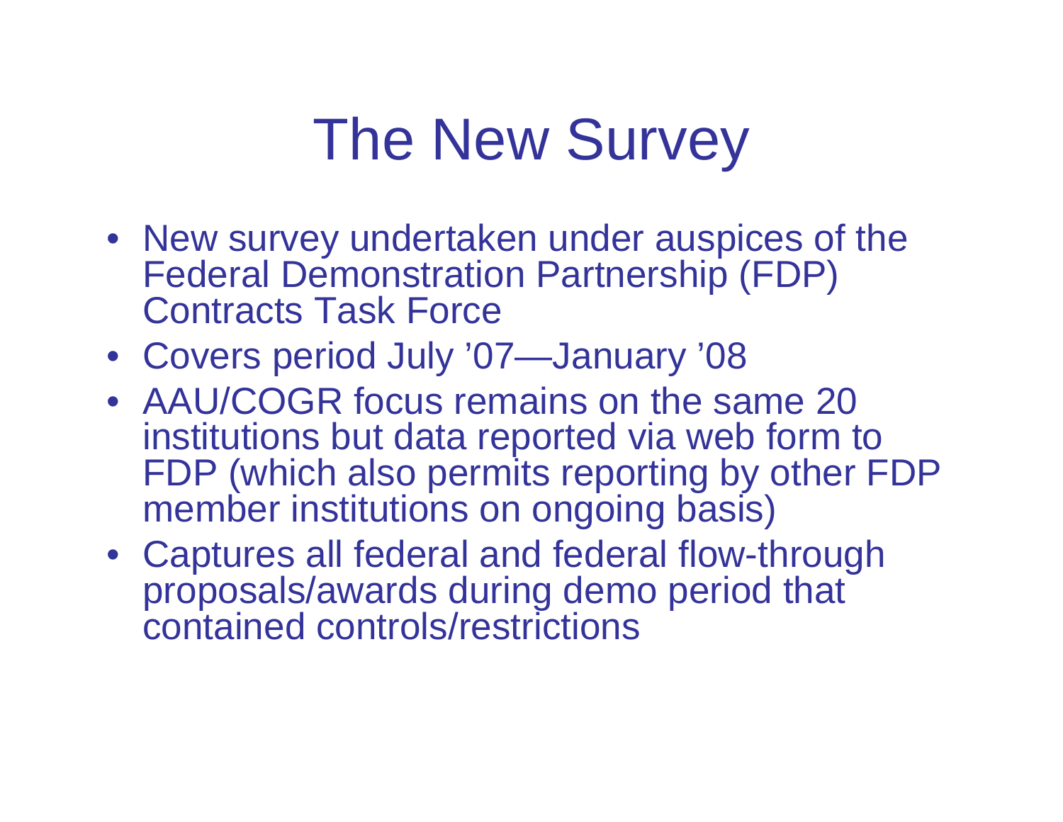# The New Survey

- New survey undertaken under auspices of the Federal Demonstration Partnership (FDP) Contracts Task Force
- Covers period July ’07—January ’08
- AAU/COGR focus remains on the same 20 institutions but data reported via web form to FDP (which also permits reporting by other FDP member institutions on ongoing basis)
- Captures all federal and federal flow-through proposals/awards during demo period that contained controls/restrictions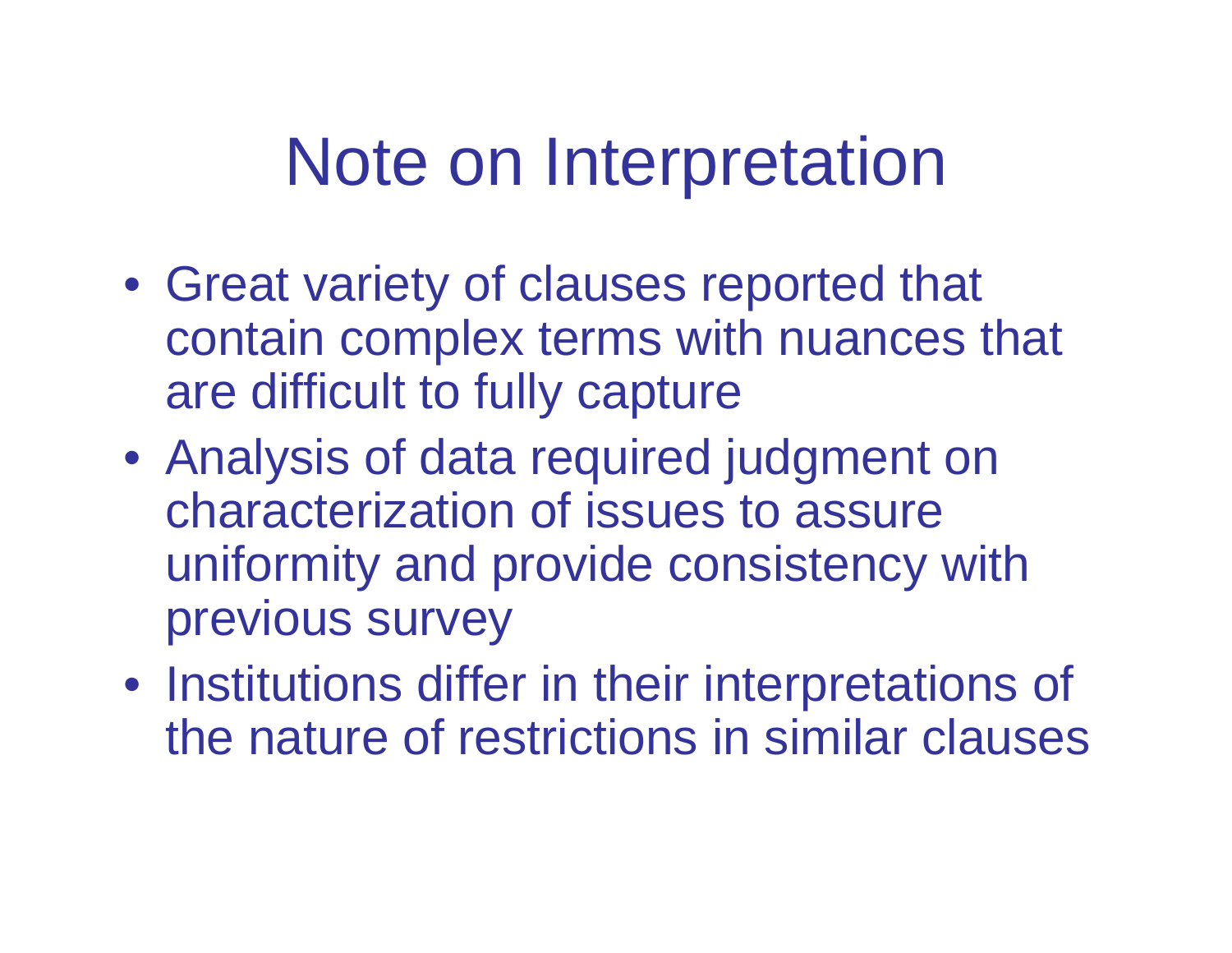# Note on Interpretation

- Great variety of clauses reported that contain complex terms with nuances that are difficult to fully capture
- Analysis of data required judgment on characterization of issues to assure uniformity and provide consistency with previous survey
- Institutions differ in their interpretations of the nature of restrictions in similar clauses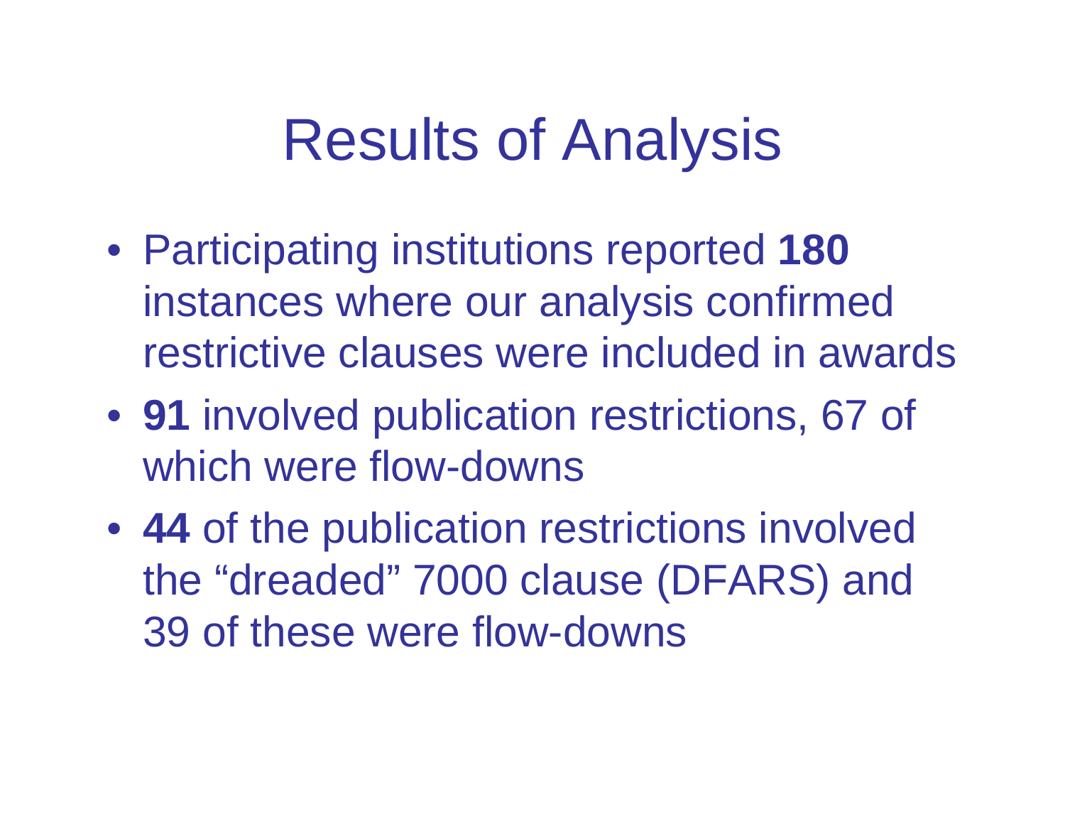# Results of Analysis

- Participating institutions reported **180** instances where our analysis confirmed restrictive clauses were included in awards
- **91** involved publication restrictions, 67 of which were flow-downs
- **44** of the publication restrictions involved the “dreaded” 7000 clause (DFARS) and 39 of these were flow-downs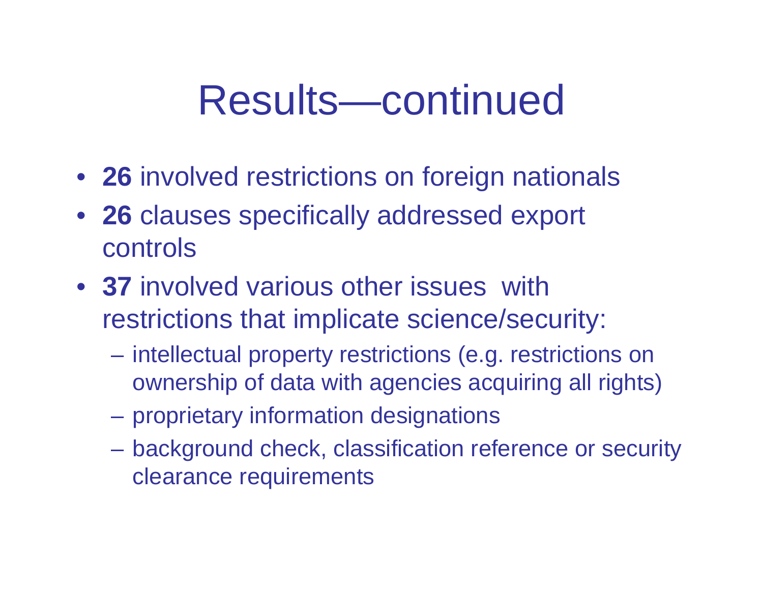# Results—continued

- **26** involved restrictions on foreign nationals
- **26** clauses specifically addressed export controls
- **37** involved various other issues with restrictions that implicate science/security:
  - intellectual property restrictions (e.g. restrictions on ownership of data with agencies acquiring all rights)
  - proprietary information designations
  - background check, classification reference or security clearance requirements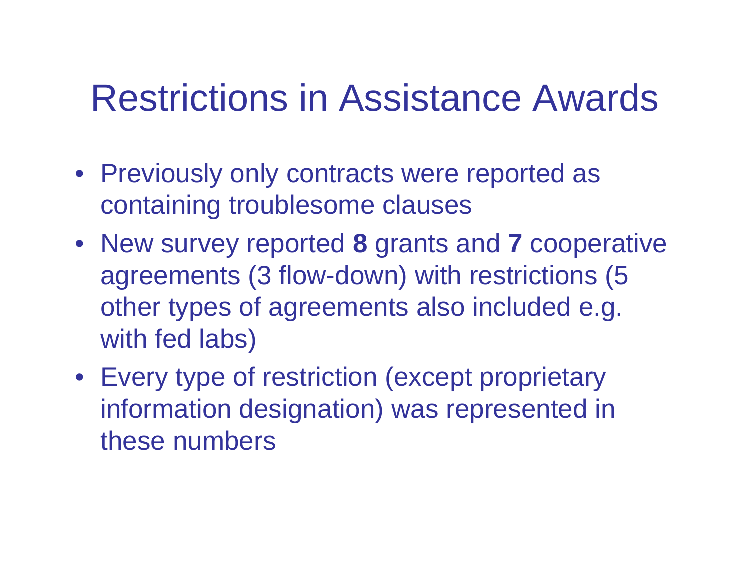# Restrictions in Assistance Awards

- Previously only contracts were reported as containing troublesome clauses
- New survey reported **8** grants and **7** cooperative agreements (3 flow-down) with restrictions (5 other types of agreements also included e.g. with fed labs)
- Every type of restriction (except proprietary information designation) was represented in these numbers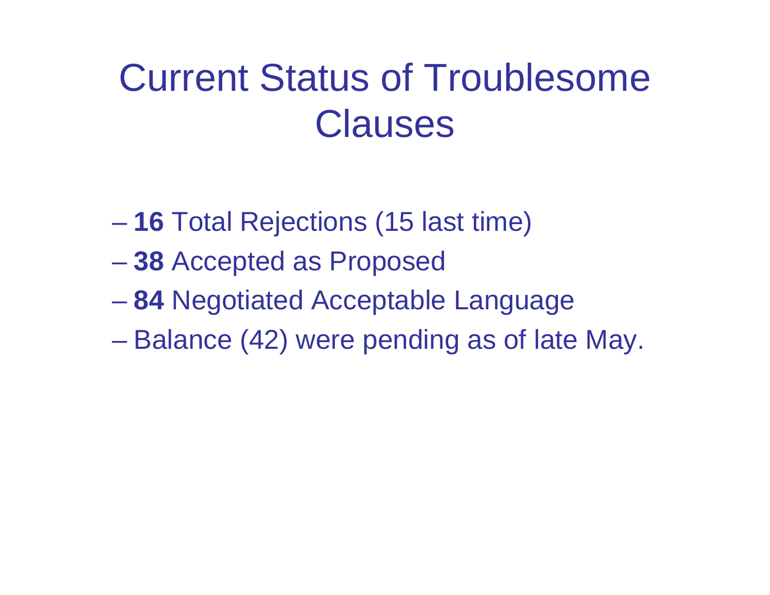# Current Status of Troublesome Clauses

- **16** Total Rejections (15 last time)
- **38** Accepted as Proposed
- **84** Negotiated Acceptable Language
- Balance (42) were pending as of late May.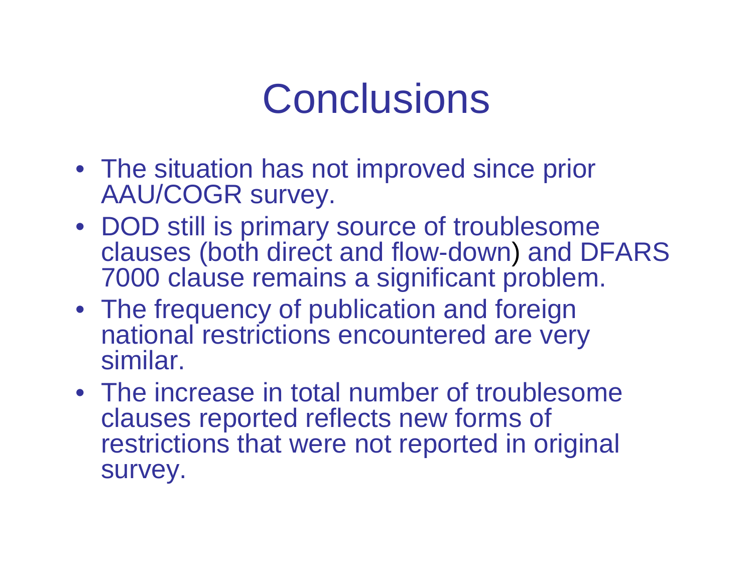# Conclusions

- The situation has not improved since prior AAU/COGR survey.
- DOD still is primary source of troublesome clauses (both direct and flow-down) and DFARS 7000 clause remains a significant problem.
- The frequency of publication and foreign national restrictions encountered are very similar.
- The increase in total number of troublesome clauses reported reflects new forms of restrictions that were not reported in original survey.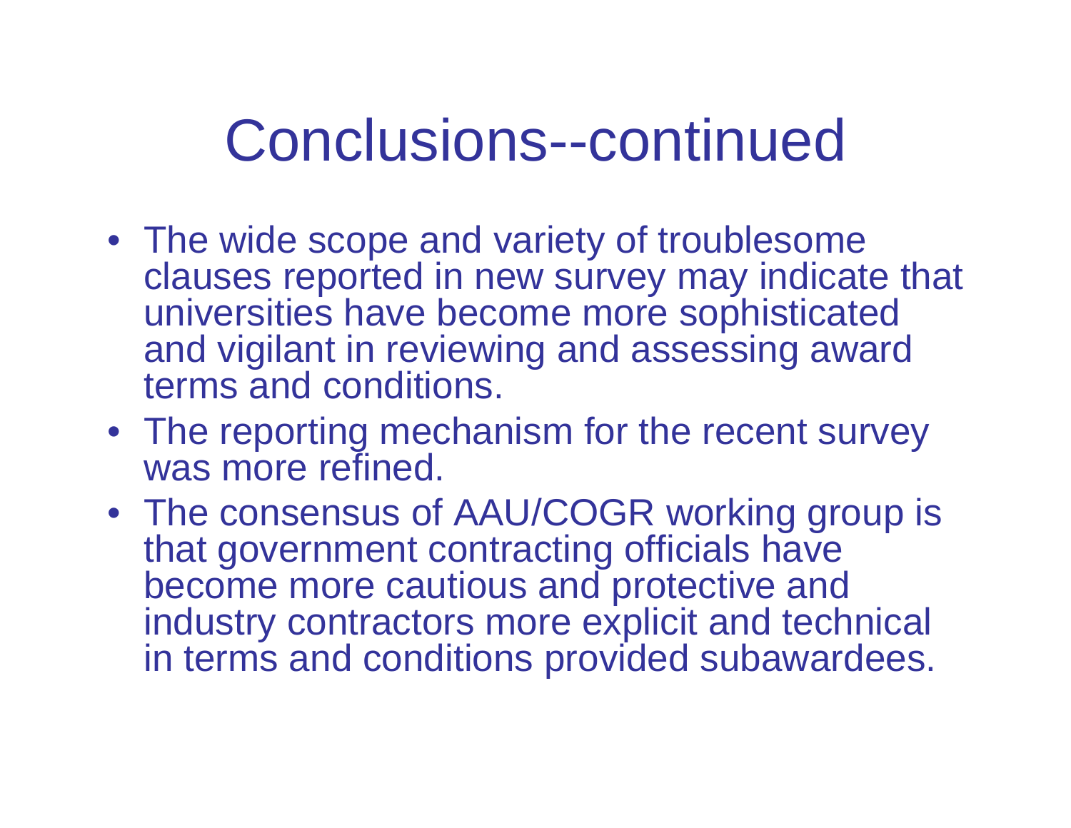# Conclusions--continued

- The wide scope and variety of troublesome clauses reported in new survey may indicate that universities have become more sophisticated and vigilant in reviewing and assessing award terms and conditions.
- The reporting mechanism for the recent survey was more refined.
- The consensus of AAU/COGR working group is that government contracting officials have become more cautious and protective and industry contractors more explicit and technical in terms and conditions provided subawardees.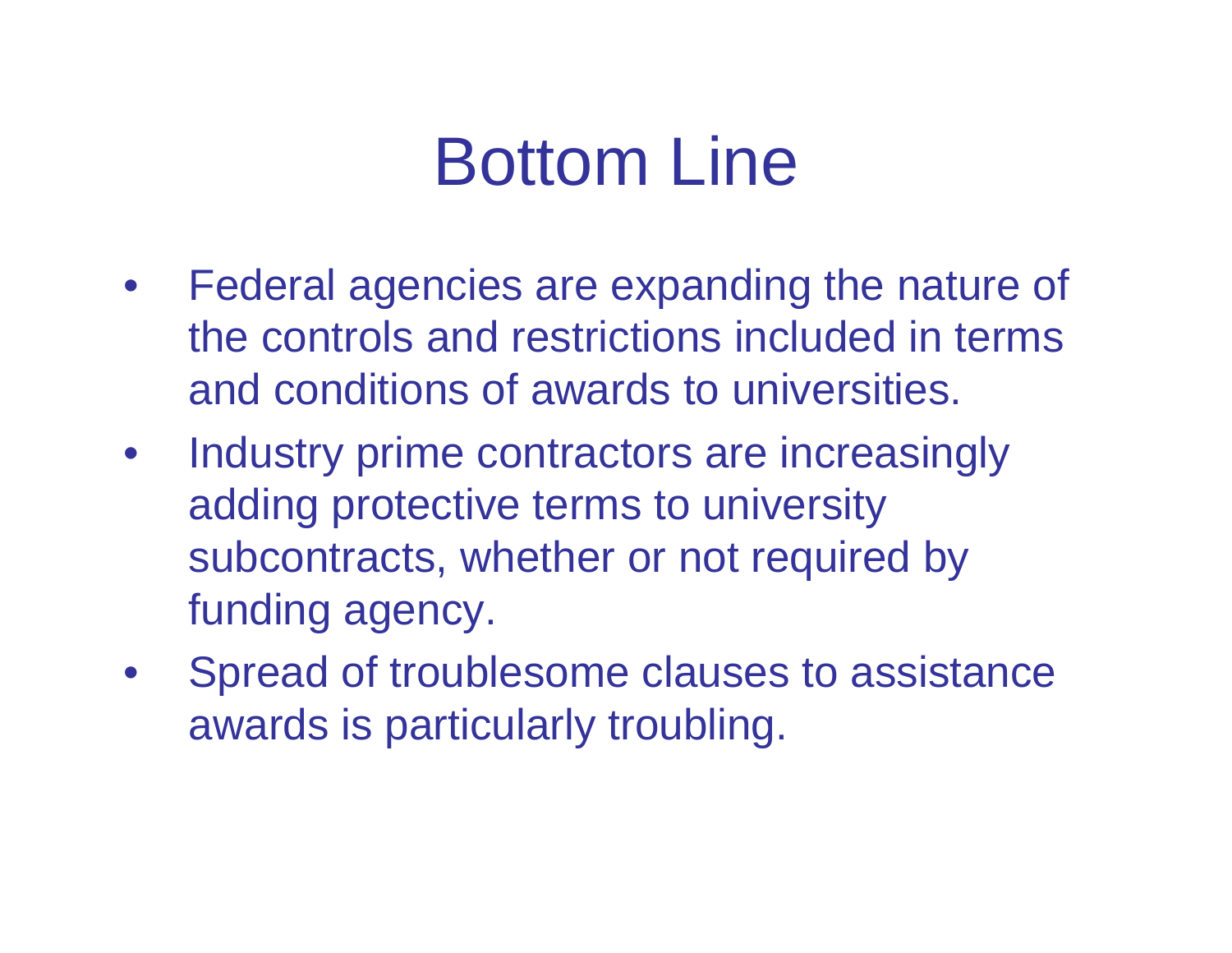# Bottom Line

- Federal agencies are expanding the nature of the controls and restrictions included in terms and conditions of awards to universities.
- Industry prime contractors are increasingly adding protective terms to university subcontracts, whether or not required by funding agency.
- Spread of troublesome clauses to assistance awards is particularly troubling.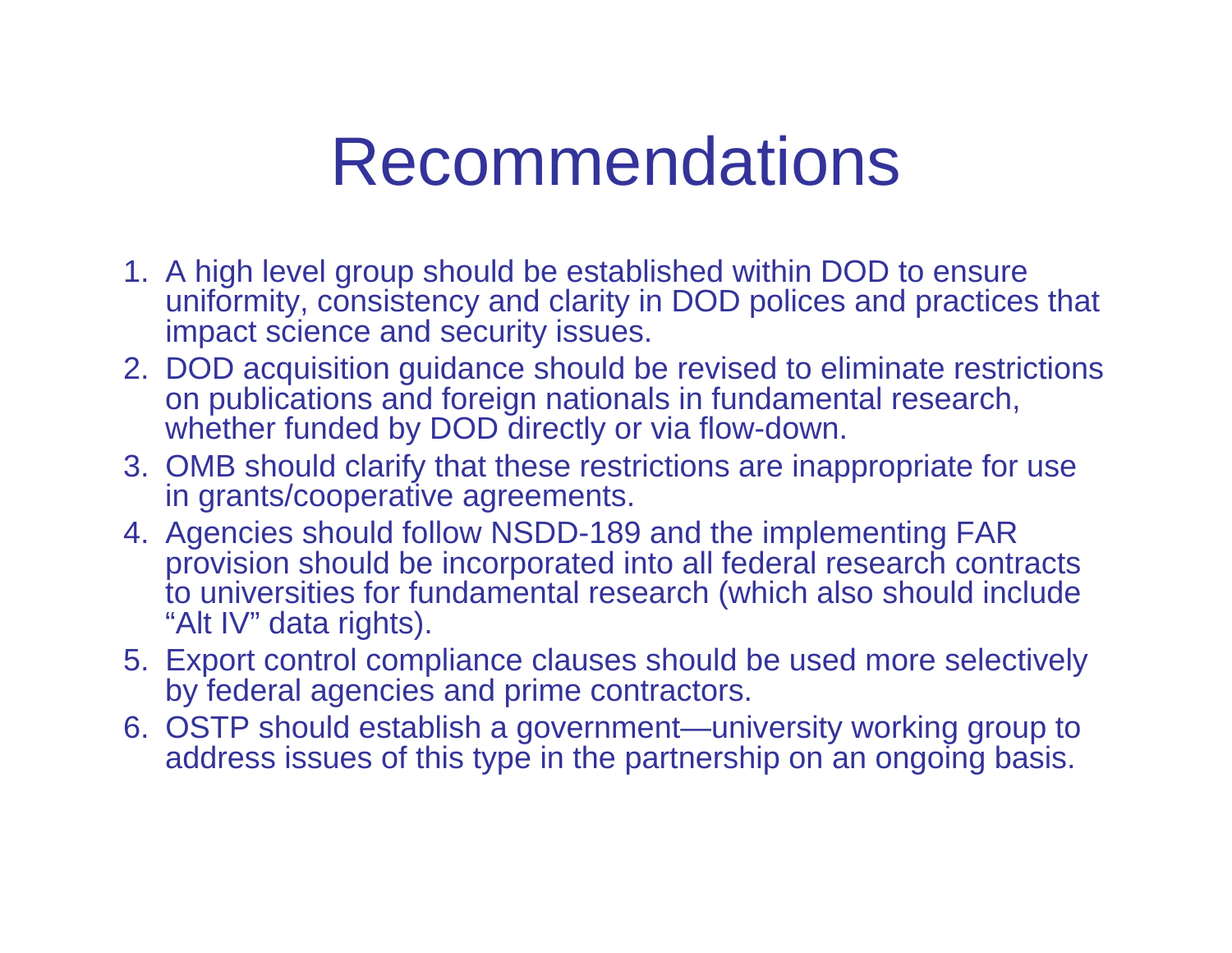# Recommendations

1. A high level group should be established within DOD to ensure uniformity, consistency and clarity in DOD polices and practices that impact science and security issues.
2. DOD acquisition guidance should be revised to eliminate restrictions on publications and foreign nationals in fundamental research, whether funded by DOD directly or via flow-down.
3. OMB should clarify that these restrictions are inappropriate for use in grants/cooperative agreements.
4. Agencies should follow NSDD-189 and the implementing FAR provision should be incorporated into all federal research contracts to universities for fundamental research (which also should include "Alt IV" data rights).
5. Export control compliance clauses should be used more selectively by federal agencies and prime contractors.
6. OSTP should establish a government—university working group to address issues of this type in the partnership on an ongoing basis.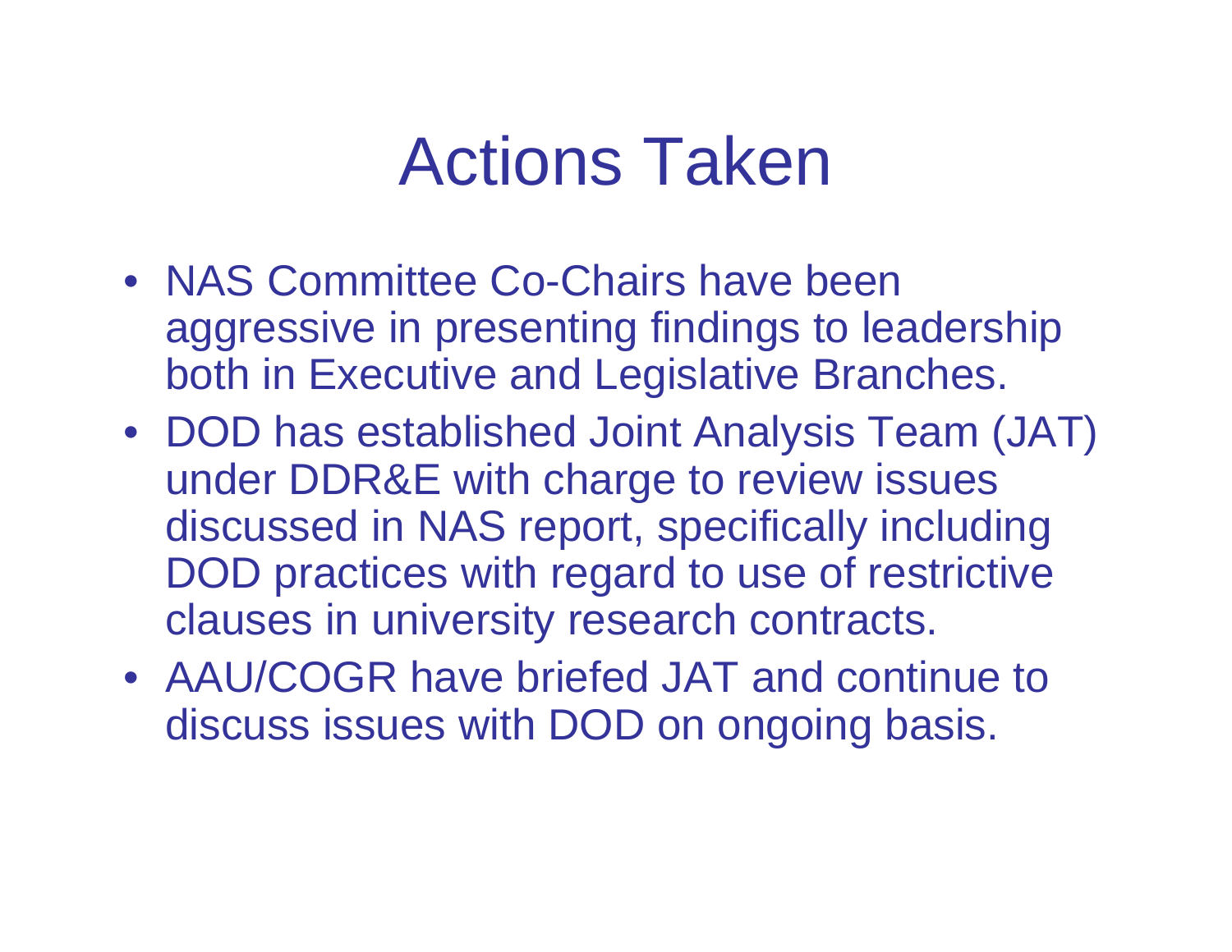# Actions Taken

- NAS Committee Co-Chairs have been aggressive in presenting findings to leadership both in Executive and Legislative Branches.
- DOD has established Joint Analysis Team (JAT) under DDR&E with charge to review issues discussed in NAS report, specifically including DOD practices with regard to use of restrictive clauses in university research contracts.
- AAU/COGR have briefed JAT and continue to discuss issues with DOD on ongoing basis.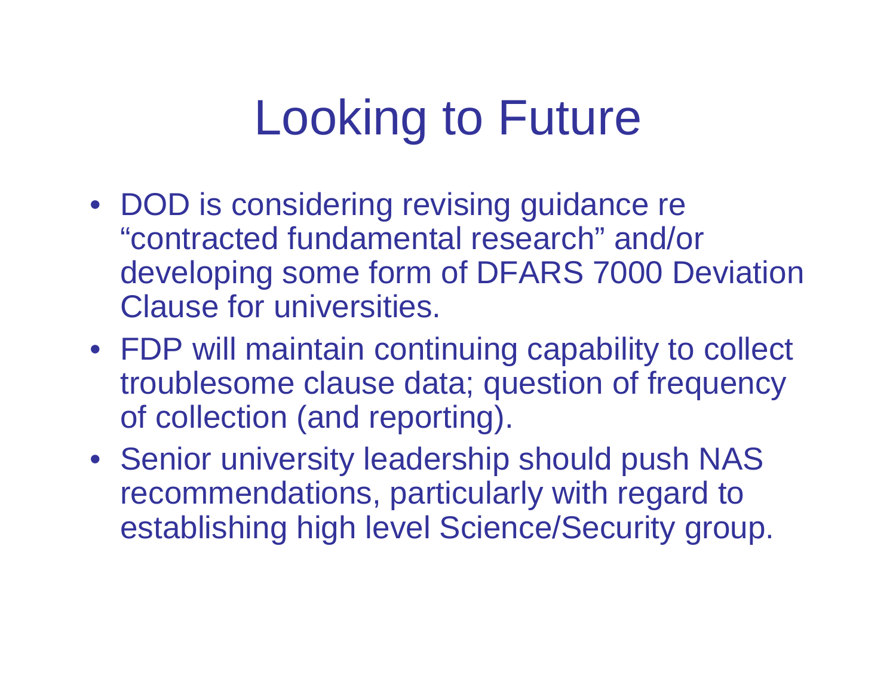# Looking to Future

- DOD is considering revising guidance re “contracted fundamental research” and/or developing some form of DFARS 7000 Deviation Clause for universities.
- FDP will maintain continuing capability to collect troublesome clause data; question of frequency of collection (and reporting).
- Senior university leadership should push NAS recommendations, particularly with regard to establishing high level Science/Security group.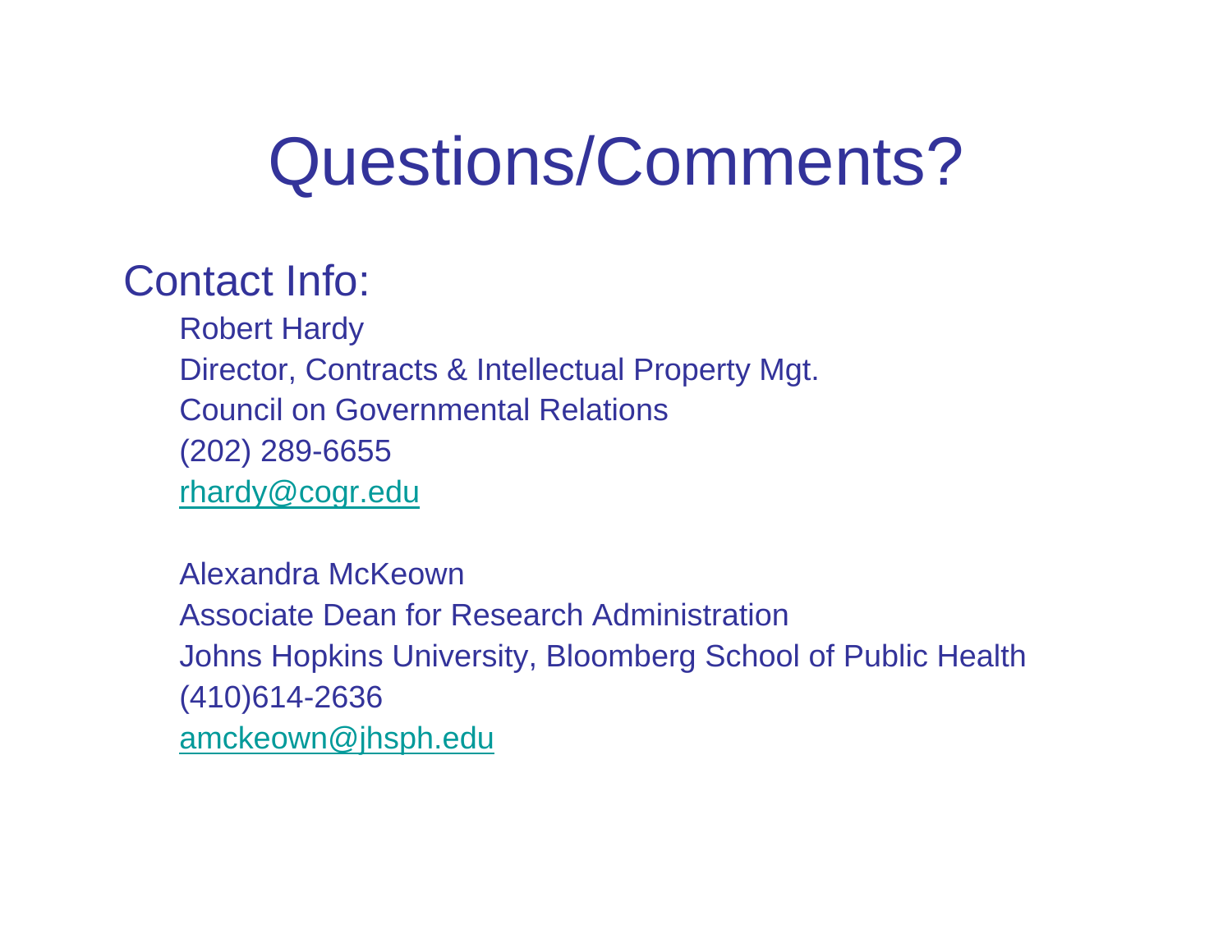# Questions/Comments?

## Contact Info:

Robert Hardy
Director, Contracts & Intellectual Property Mgt.
Council on Governmental Relations
(202) 289-6655
rhardy@cogr.edu

Alexandra McKeown
Associate Dean for Research Administration
Johns Hopkins University, Bloomberg School of Public Health
(410)614-2636
amckeown@jhsph.edu